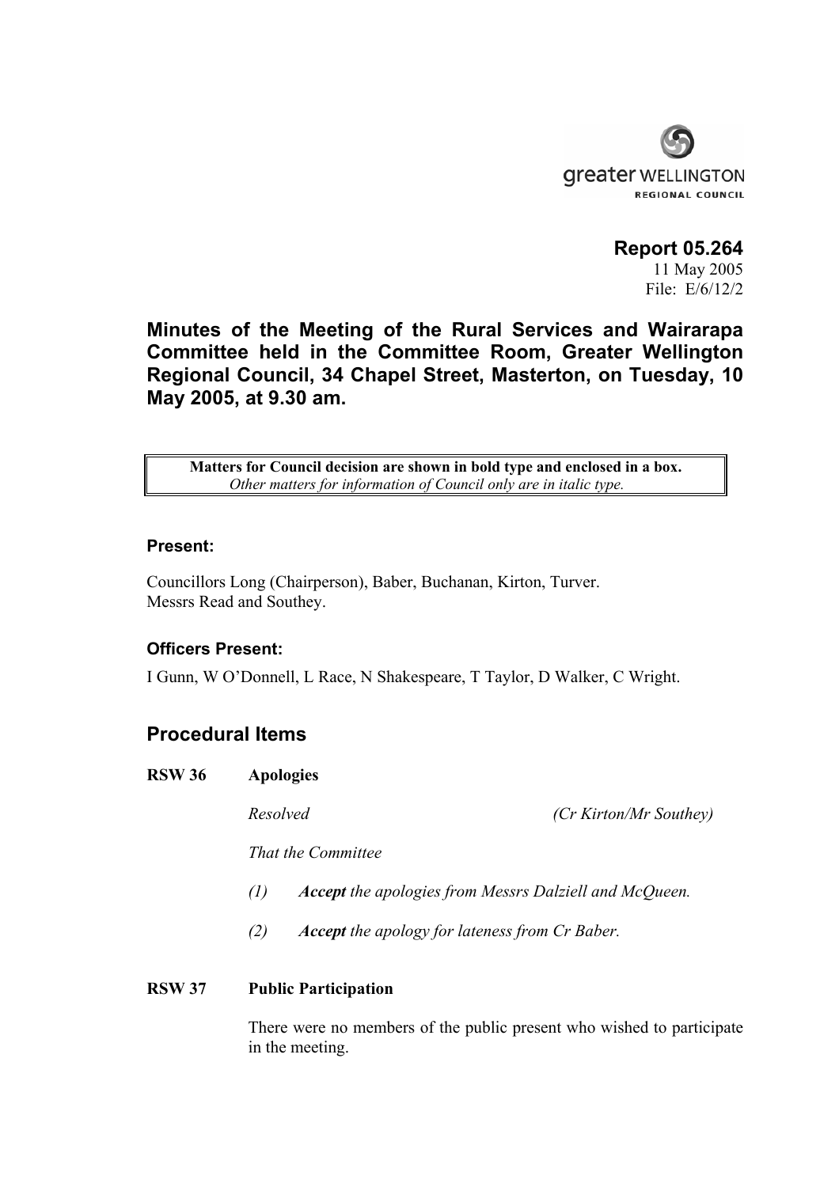greater WELLINGTON
REGIONAL COUNCIL

**Report 05.264**
11 May 2005
File: E/6/12/2

# Minutes of the Meeting of the Rural Services and Wairarapa Committee held in the Committee Room, Greater Wellington Regional Council, 34 Chapel Street, Masterton, on Tuesday, 10 May 2005, at 9.30 am.

| **Matters for Council decision are shown in bold type and enclosed in a box.** *Other matters for information of Council only are in italic type.* |
|---|

### Present:

Councillors Long (Chairperson), Baber, Buchanan, Kirton, Turver.
Messrs Read and Southey.

### Officers Present:

I Gunn, W O'Donnell, L Race, N Shakespeare, T Taylor, D Walker, C Wright.

## Procedural Items

**RSW 36 Apologies**

*Resolved* *(Cr Kirton/Mr Southey)*

*That the Committee*

*(1) **Accept** the apologies from Messrs Dalziell and McQueen.*

*(2) **Accept** the apology for lateness from Cr Baber.*

**RSW 37 Public Participation**

There were no members of the public present who wished to participate in the meeting.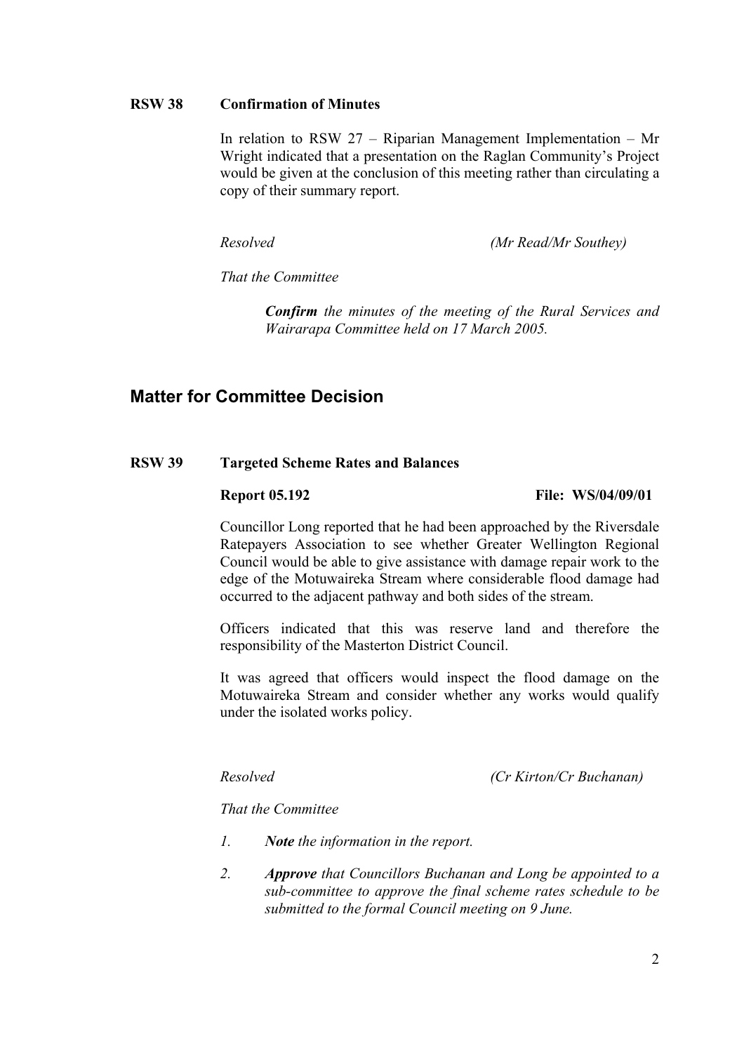**RSW 38 Confirmation of Minutes**

In relation to RSW 27 – Riparian Management Implementation – Mr Wright indicated that a presentation on the Raglan Community's Project would be given at the conclusion of this meeting rather than circulating a copy of their summary report.

*Resolved* *(Mr Read/Mr Southey)*

*That the Committee*

> ***Confirm*** *the minutes of the meeting of the Rural Services and Wairarapa Committee held on 17 March 2005.*

## Matter for Committee Decision

**RSW 39 Targeted Scheme Rates and Balances**

**Report 05.192** **File: WS/04/09/01**

Councillor Long reported that he had been approached by the Riversdale Ratepayers Association to see whether Greater Wellington Regional Council would be able to give assistance with damage repair work to the edge of the Motuwaireka Stream where considerable flood damage had occurred to the adjacent pathway and both sides of the stream.

Officers indicated that this was reserve land and therefore the responsibility of the Masterton District Council.

It was agreed that officers would inspect the flood damage on the Motuwaireka Stream and consider whether any works would qualify under the isolated works policy.

*Resolved* *(Cr Kirton/Cr Buchanan)*

*That the Committee*

1. ***Note*** *the information in the report.*
2. ***Approve*** *that Councillors Buchanan and Long be appointed to a sub-committee to approve the final scheme rates schedule to be submitted to the formal Council meeting on 9 June.*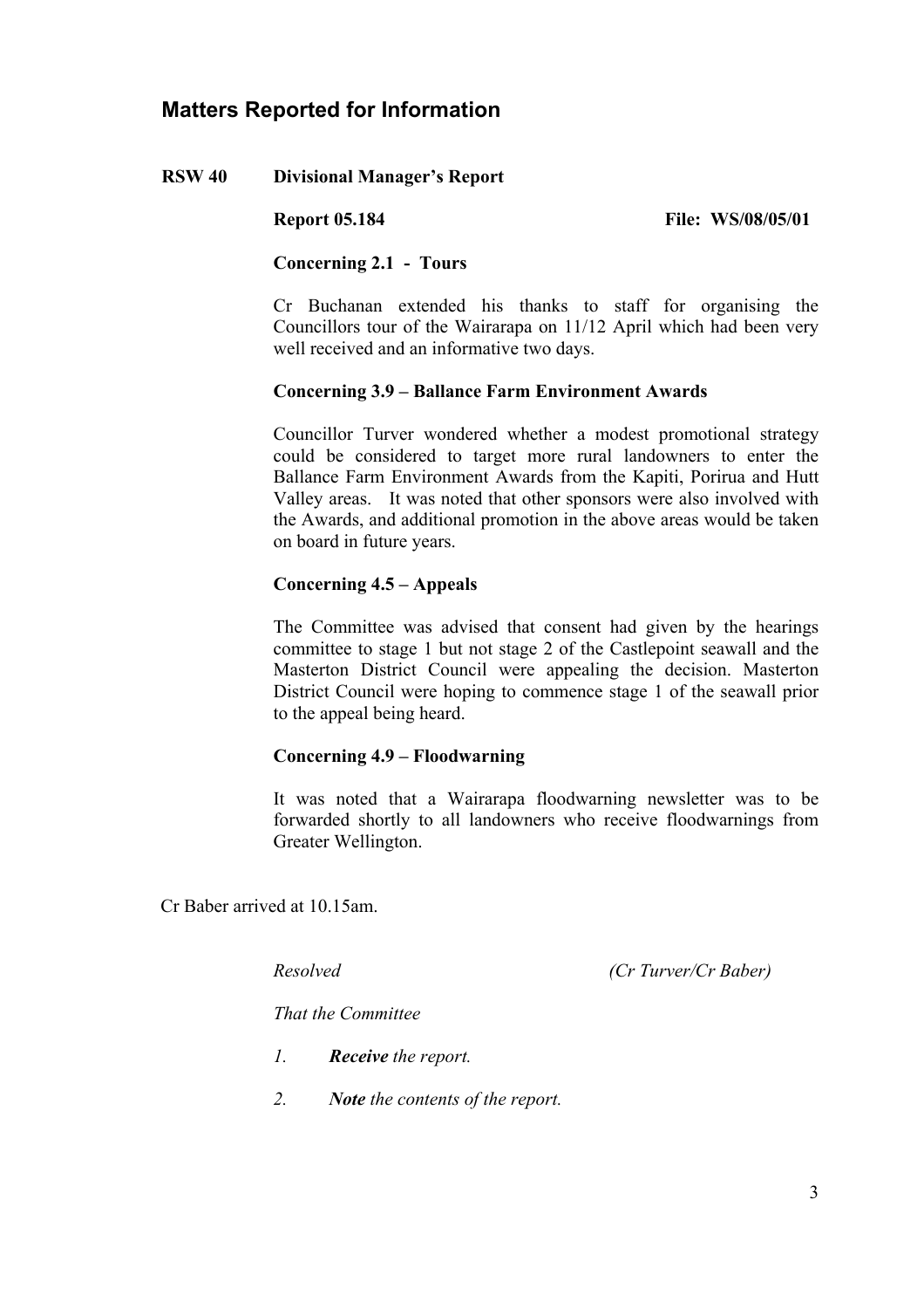## Matters Reported for Information

**RSW 40 Divisional Manager's Report**

**Report 05.184** **File: WS/08/05/01**

**Concerning 2.1 - Tours**

Cr Buchanan extended his thanks to staff for organising the Councillors tour of the Wairarapa on 11/12 April which had been very well received and an informative two days.

**Concerning 3.9 – Ballance Farm Environment Awards**

Councillor Turver wondered whether a modest promotional strategy could be considered to target more rural landowners to enter the Ballance Farm Environment Awards from the Kapiti, Porirua and Hutt Valley areas. It was noted that other sponsors were also involved with the Awards, and additional promotion in the above areas would be taken on board in future years.

**Concerning 4.5 – Appeals**

The Committee was advised that consent had given by the hearings committee to stage 1 but not stage 2 of the Castlepoint seawall and the Masterton District Council were appealing the decision. Masterton District Council were hoping to commence stage 1 of the seawall prior to the appeal being heard.

**Concerning 4.9 – Floodwarning**

It was noted that a Wairarapa floodwarning newsletter was to be forwarded shortly to all landowners who receive floodwarnings from Greater Wellington.

Cr Baber arrived at 10.15am.

*Resolved* *(Cr Turver/Cr Baber)*

*That the Committee*

1. ***Receive** the report.*
2. ***Note** the contents of the report.*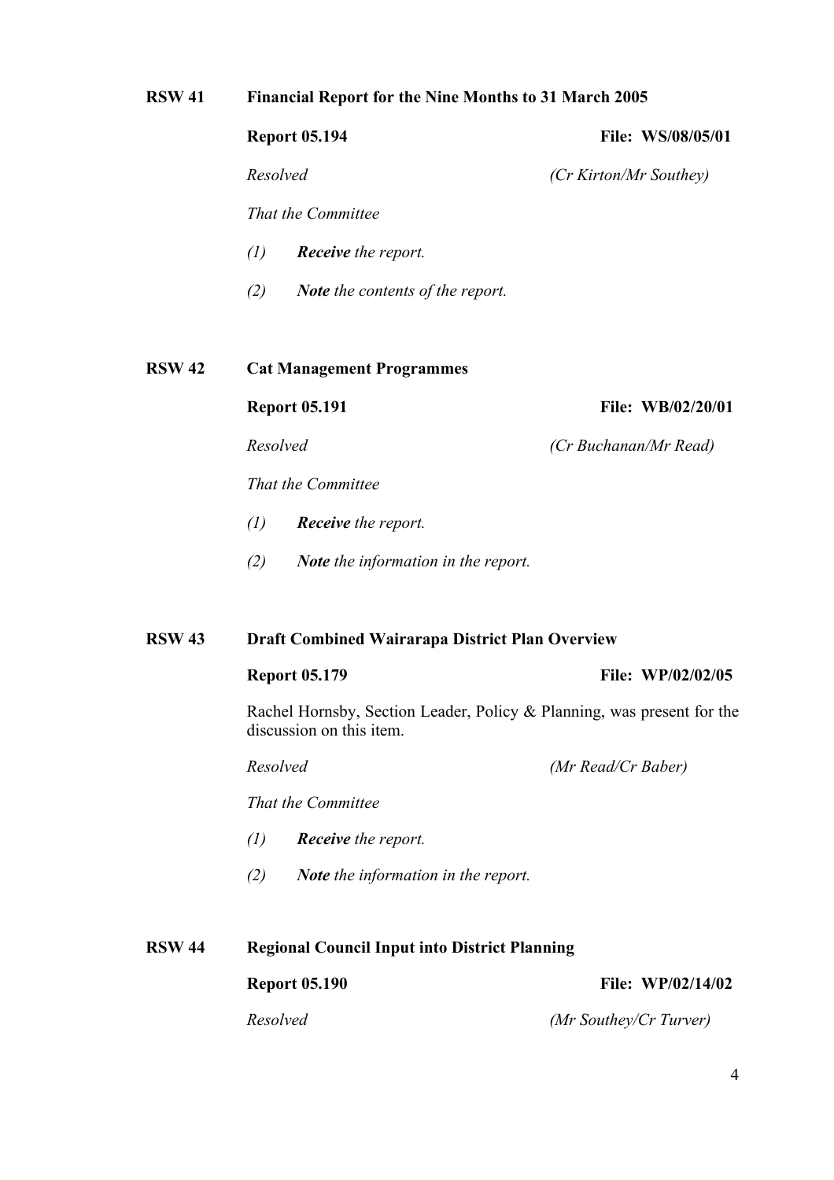## RSW 41 Financial Report for the Nine Months to 31 March 2005

**Report 05.194** **File: WS/08/05/01**

*Resolved* *(Cr Kirton/Mr Southey)*

*That the Committee*

*(1)* ***Receive*** *the report.*

*(2)* ***Note*** *the contents of the report.*

## RSW 42 Cat Management Programmes

**Report 05.191** **File: WB/02/20/01**

*Resolved* *(Cr Buchanan/Mr Read)*

*That the Committee*

*(1)* ***Receive*** *the report.*

*(2)* ***Note*** *the information in the report.*

## RSW 43 Draft Combined Wairarapa District Plan Overview

**Report 05.179** **File: WP/02/02/05**

Rachel Hornsby, Section Leader, Policy & Planning, was present for the discussion on this item.

*Resolved* *(Mr Read/Cr Baber)*

*That the Committee*

*(1)* ***Receive*** *the report.*

*(2)* ***Note*** *the information in the report.*

## RSW 44 Regional Council Input into District Planning

**Report 05.190** **File: WP/02/14/02**

*Resolved* *(Mr Southey/Cr Turver)*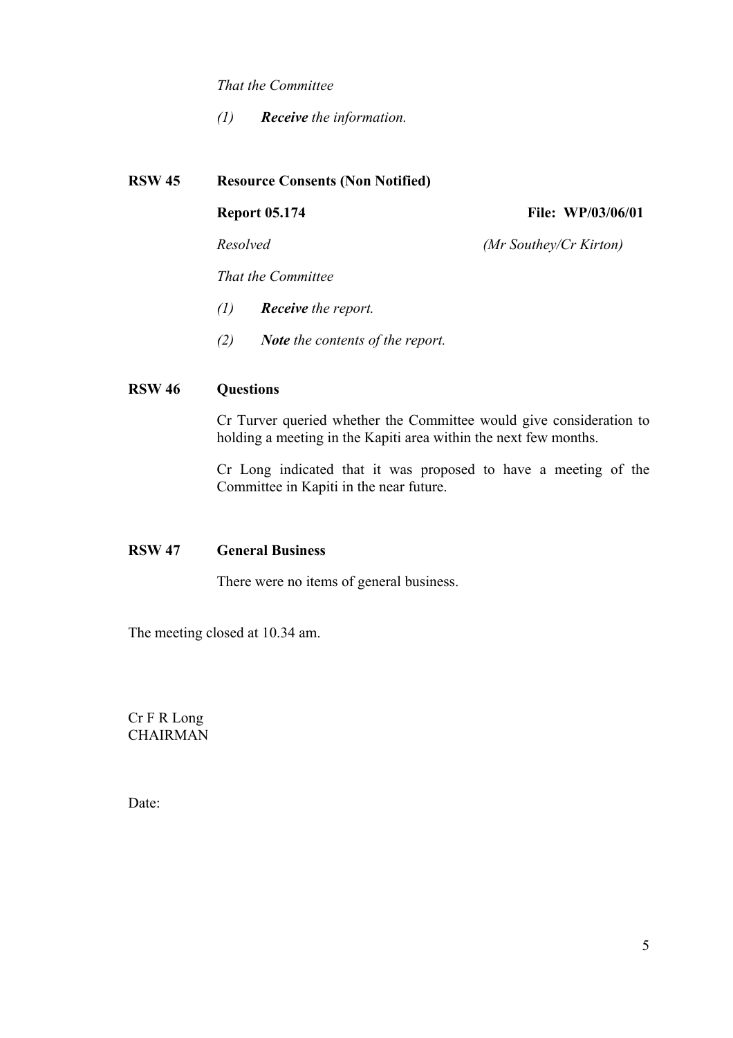*That the Committee*

*(1) **Receive** the information.*

**RSW 45 Resource Consents (Non Notified)**

**Report 05.174** **File: WP/03/06/01**

*Resolved* *(Mr Southey/Cr Kirton)*

*That the Committee*

*(1) **Receive** the report.*

*(2) **Note** the contents of the report.*

**RSW 46 Questions**

Cr Turver queried whether the Committee would give consideration to holding a meeting in the Kapiti area within the next few months.

Cr Long indicated that it was proposed to have a meeting of the Committee in Kapiti in the near future.

**RSW 47 General Business**

There were no items of general business.

The meeting closed at 10.34 am.

Cr F R Long
CHAIRMAN

Date: